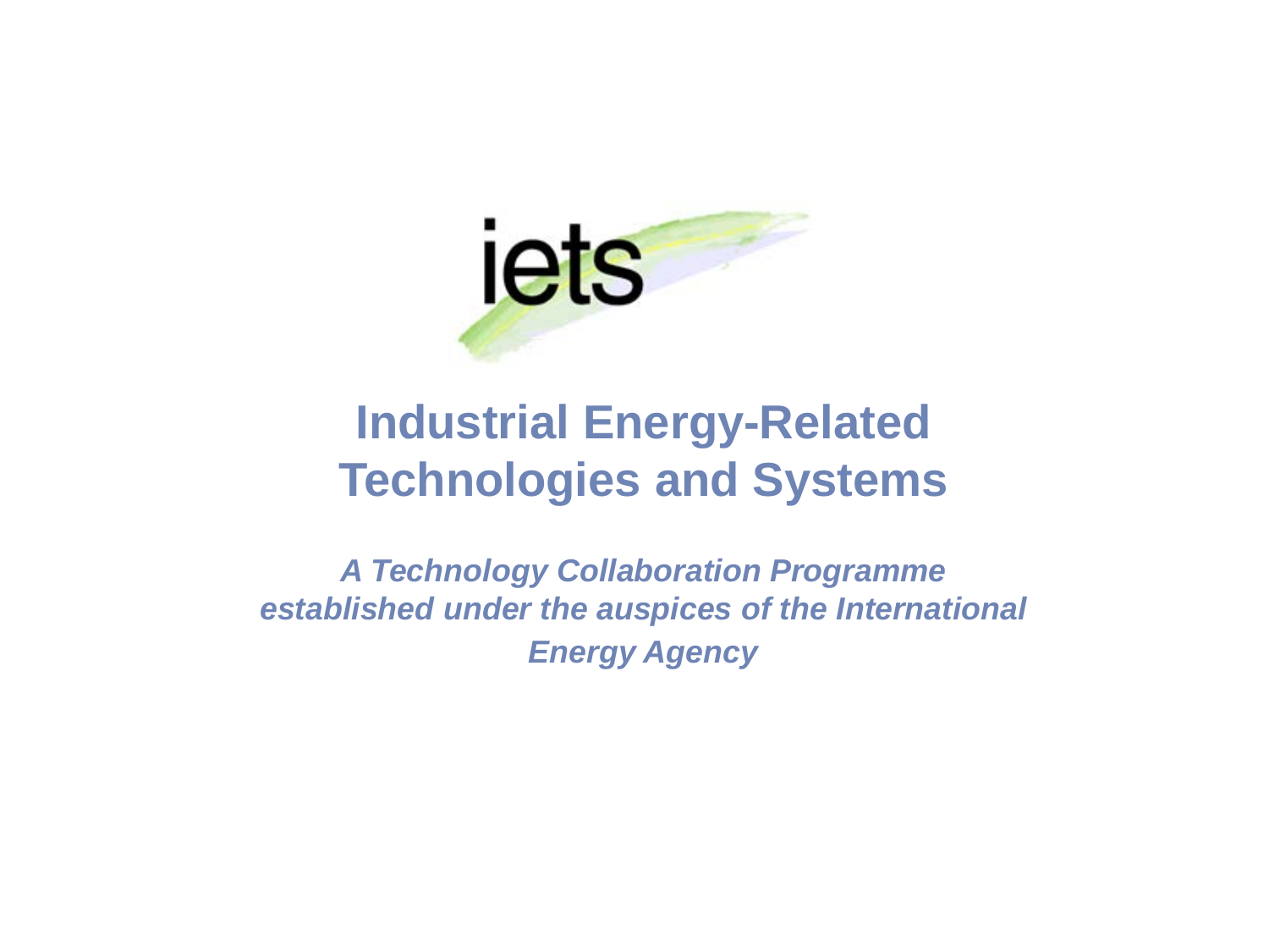iets

# Industrial Energy-Related Technologies and Systems

*A Technology Collaboration Programme established under the auspices of the International Energy Agency*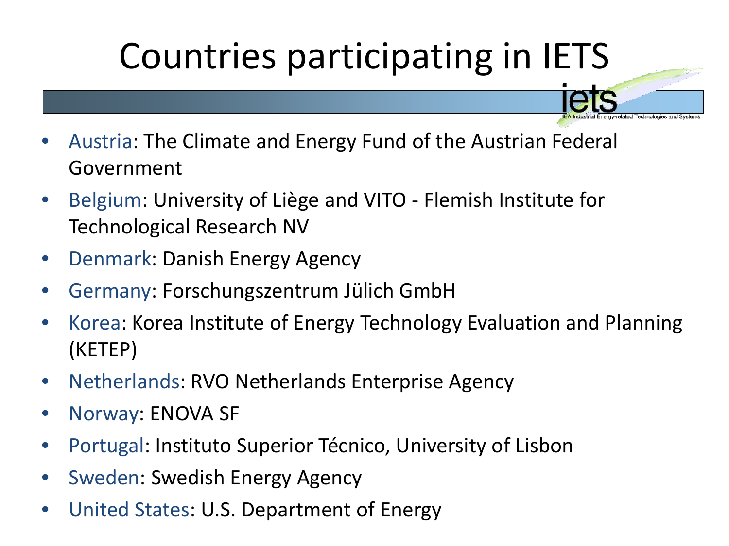# Countries participating in IETS

- Austria: The Climate and Energy Fund of the Austrian Federal Government
- Belgium: University of Liège and VITO - Flemish Institute for Technological Research NV
- Denmark: Danish Energy Agency
- Germany: Forschungszentrum Jülich GmbH
- Korea: Korea Institute of Energy Technology Evaluation and Planning (KETEP)
- Netherlands: RVO Netherlands Enterprise Agency
- Norway: ENOVA SF
- Portugal: Instituto Superior Técnico, University of Lisbon
- Sweden: Swedish Energy Agency
- United States: U.S. Department of Energy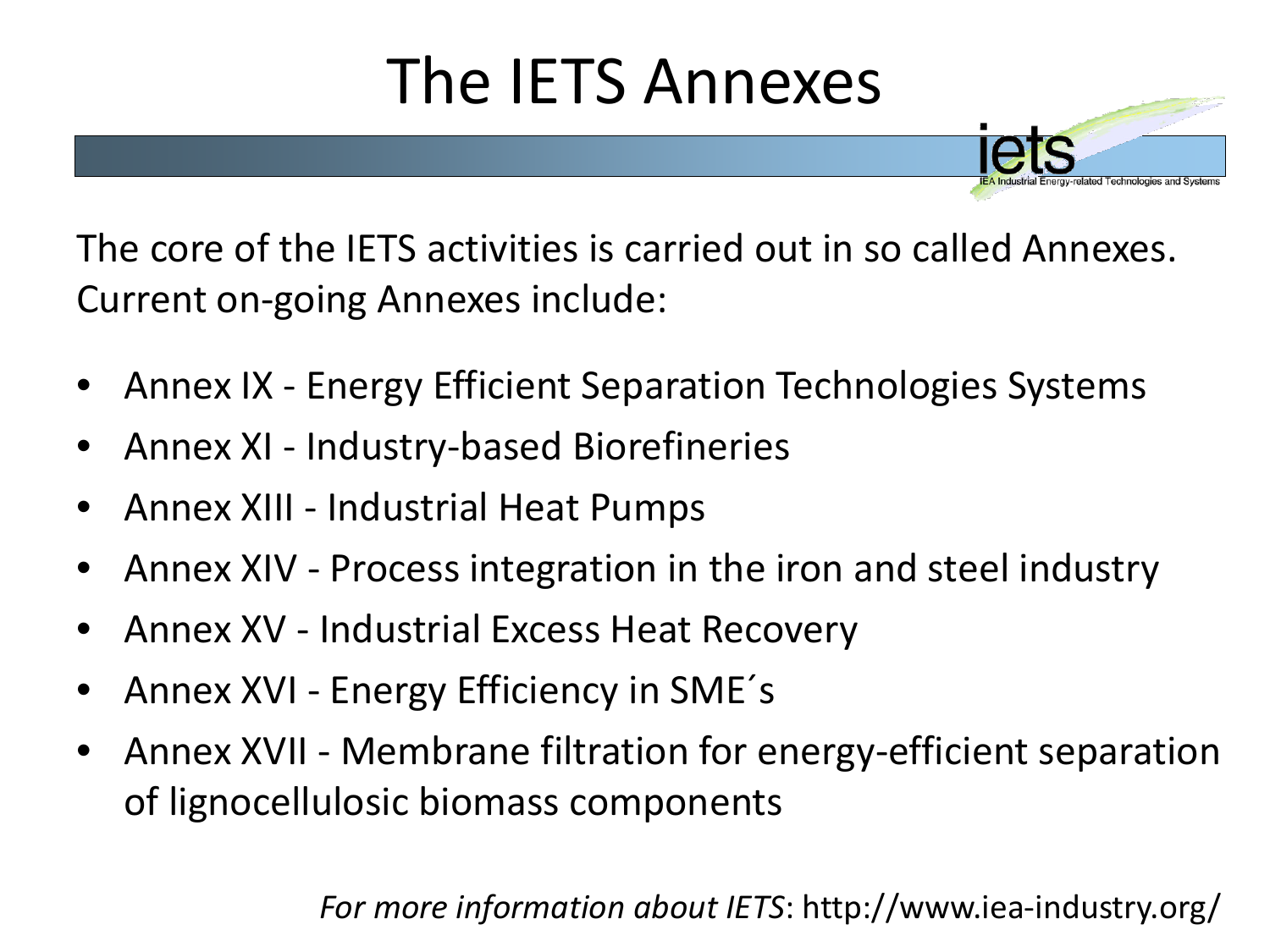# The IETS Annexes

The core of the IETS activities is carried out in so called Annexes. Current on-going Annexes include:

- Annex IX - Energy Efficient Separation Technologies Systems
- Annex XI - Industry-based Biorefineries
- Annex XIII - Industrial Heat Pumps
- Annex XIV - Process integration in the iron and steel industry
- Annex XV - Industrial Excess Heat Recovery
- Annex XVI - Energy Efficiency in SME´s
- Annex XVII - Membrane filtration for energy-efficient separation of lignocellulosic biomass components

*For more information about IETS*: http://www.iea-industry.org/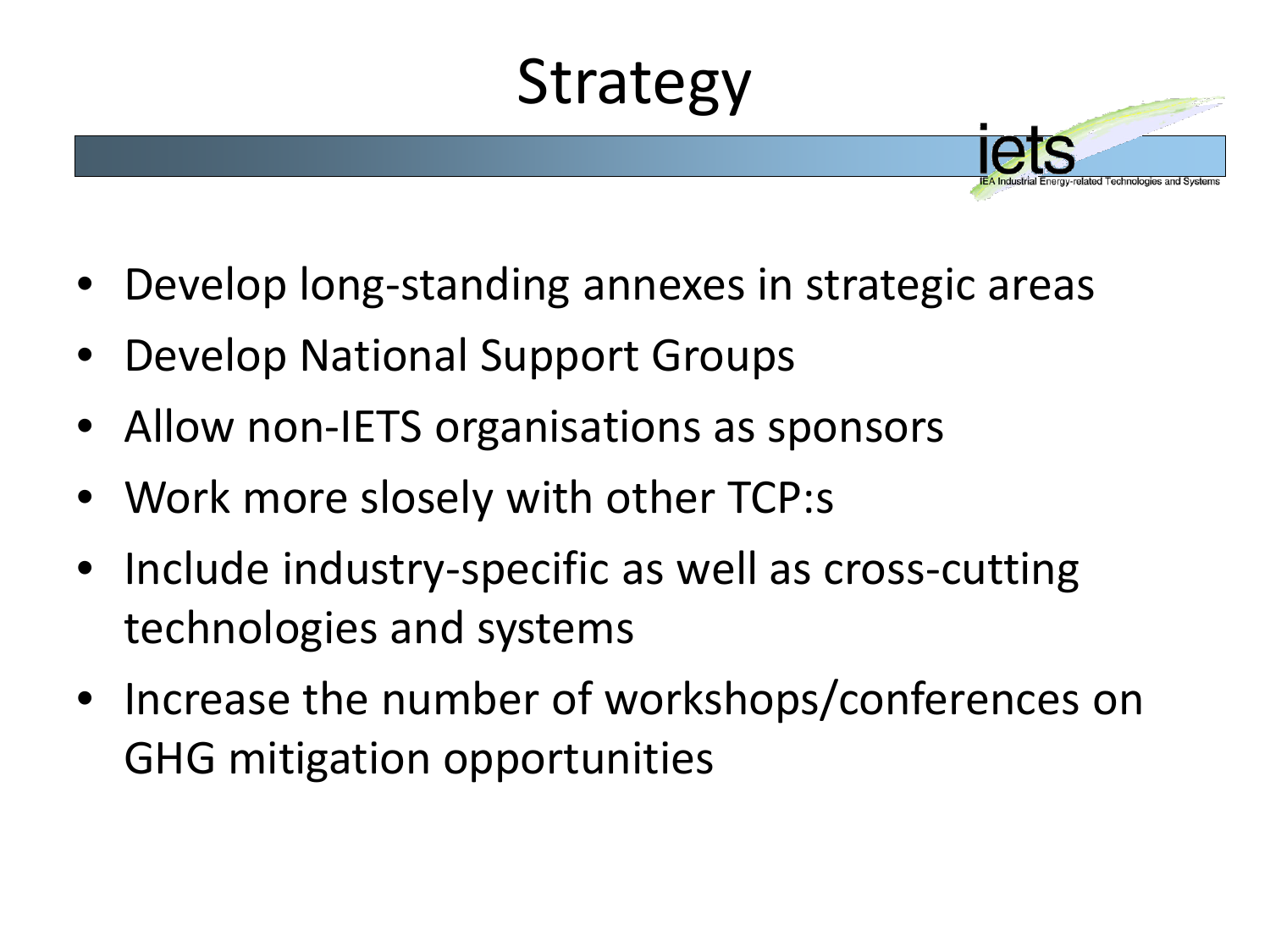# Strategy

- Develop long-standing annexes in strategic areas
- Develop National Support Groups
- Allow non-IETS organisations as sponsors
- Work more slosely with other TCP:s
- Include industry-specific as well as cross-cutting technologies and systems
- Increase the number of workshops/conferences on GHG mitigation opportunities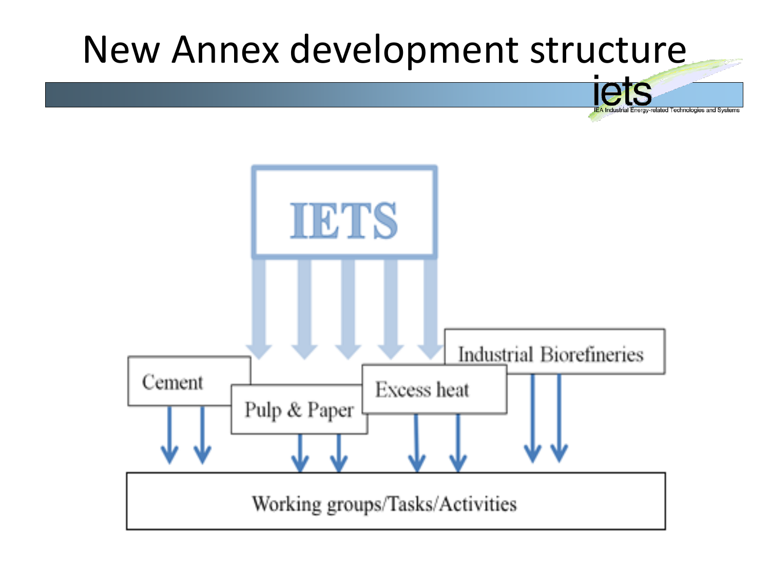# New Annex development structure

IETS

Cement

Pulp & Paper

Excess heat

Industrial Biorefineries

Working groups/Tasks/Activities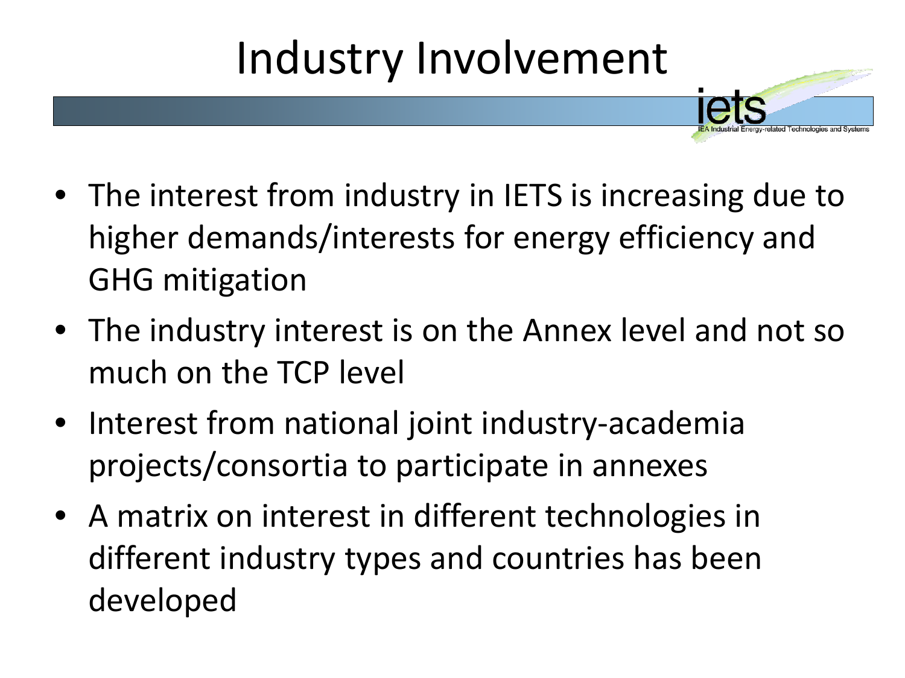# Industry Involvement

- The interest from industry in IETS is increasing due to higher demands/interests for energy efficiency and GHG mitigation
- The industry interest is on the Annex level and not so much on the TCP level
- Interest from national joint industry-academia projects/consortia to participate in annexes
- A matrix on interest in different technologies in different industry types and countries has been developed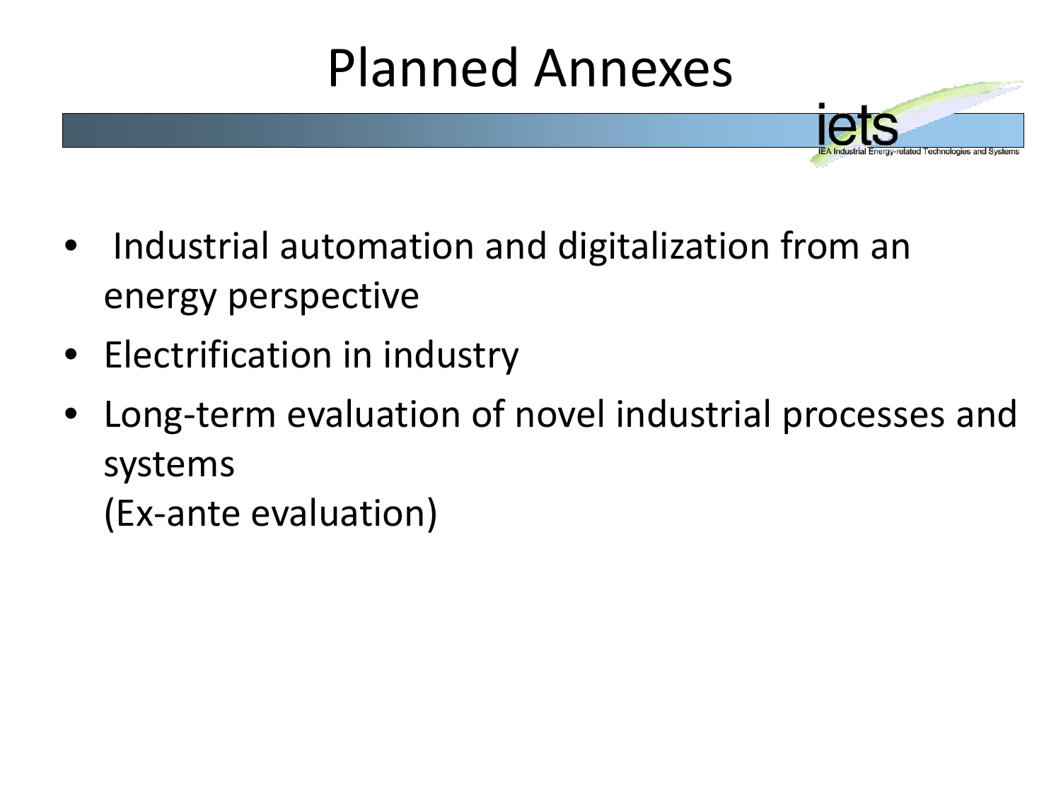# Planned Annexes

- Industrial automation and digitalization from an energy perspective
- Electrification in industry
- Long-term evaluation of novel industrial processes and systems
  (Ex-ante evaluation)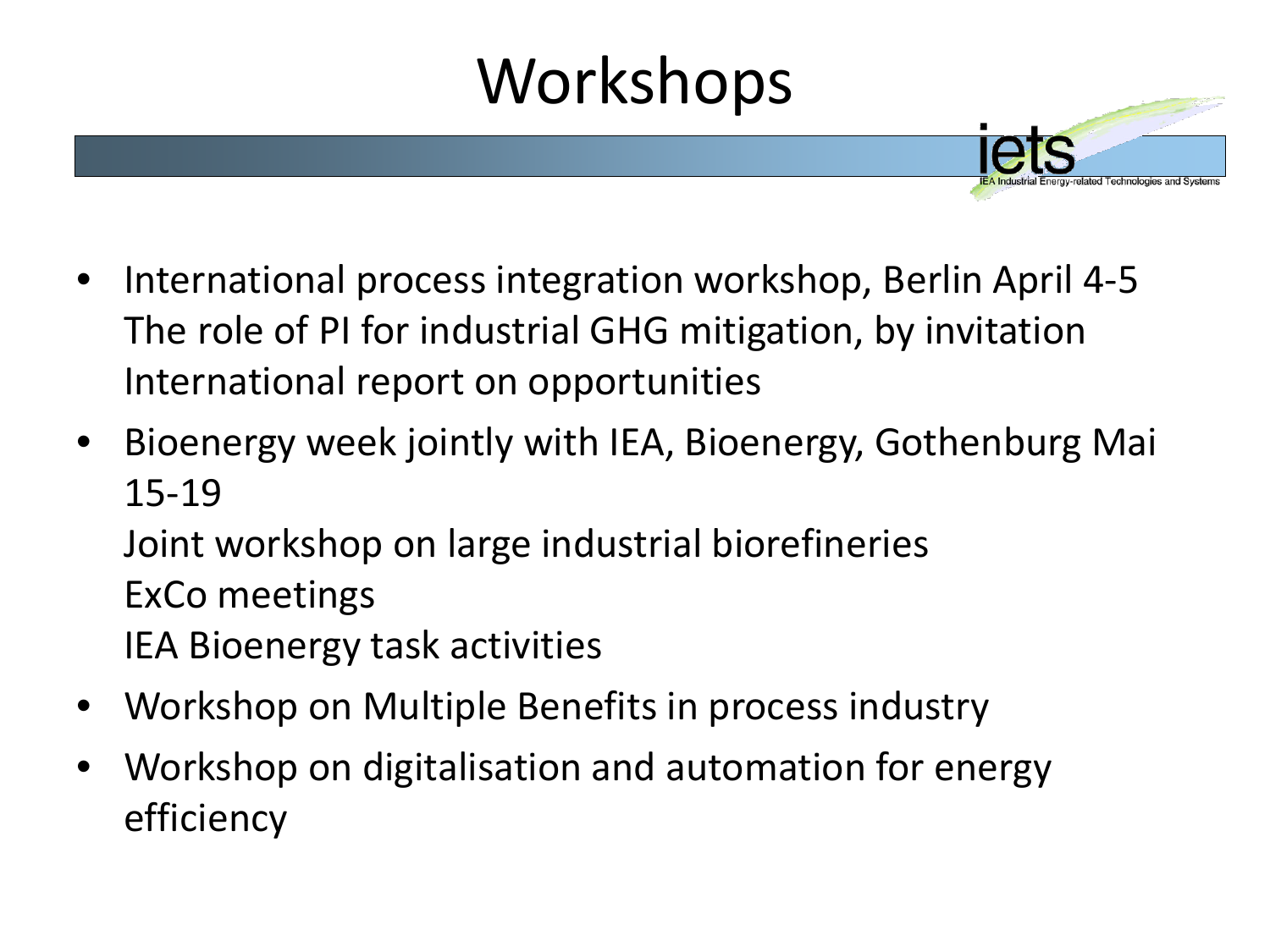# Workshops

- International process integration workshop, Berlin April 4-5
  The role of PI for industrial GHG mitigation, by invitation
  International report on opportunities
- Bioenergy week jointly with IEA, Bioenergy, Gothenburg Mai 15-19
  Joint workshop on large industrial biorefineries
  ExCo meetings
  IEA Bioenergy task activities
- Workshop on Multiple Benefits in process industry
- Workshop on digitalisation and automation for energy efficiency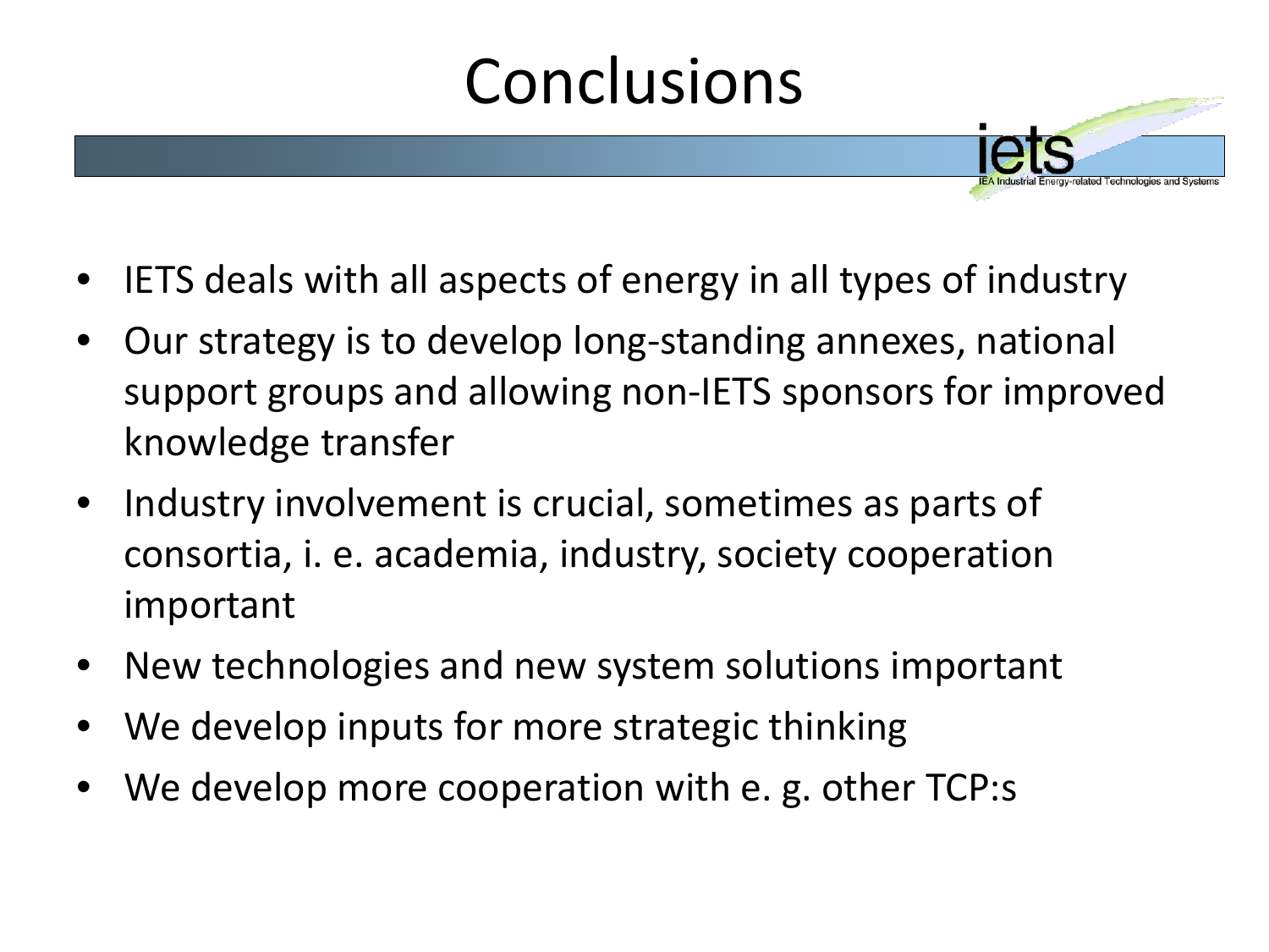# Conclusions

- IETS deals with all aspects of energy in all types of industry
- Our strategy is to develop long-standing annexes, national support groups and allowing non-IETS sponsors for improved knowledge transfer
- Industry involvement is crucial, sometimes as parts of consortia, i. e. academia, industry, society cooperation important
- New technologies and new system solutions important
- We develop inputs for more strategic thinking
- We develop more cooperation with e. g. other TCP:s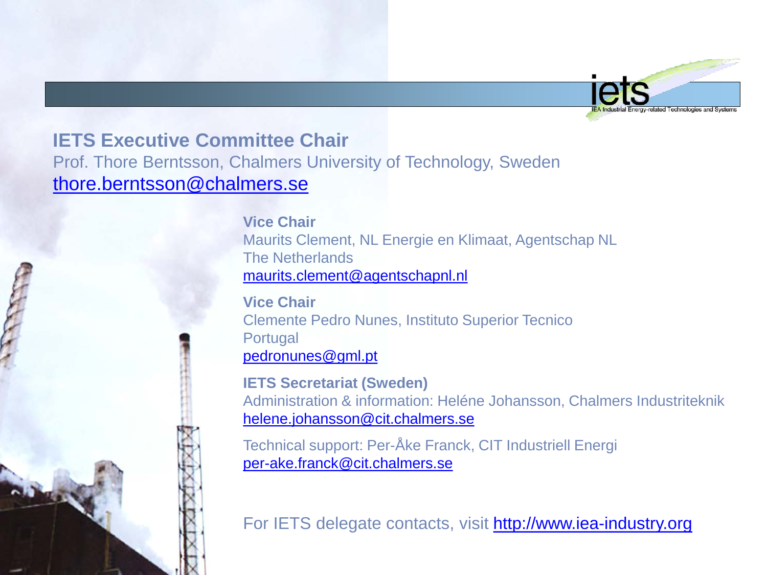## IETS Executive Committee Chair

Prof. Thore Berntsson, Chalmers University of Technology, Sweden
thore.berntsson@chalmers.se

**Vice Chair**
Maurits Clement, NL Energie en Klimaat, Agentschap NL
The Netherlands
maurits.clement@agentschapnl.nl

**Vice Chair**
Clemente Pedro Nunes, Instituto Superior Tecnico
Portugal
pedronunes@gml.pt

**IETS Secretariat (Sweden)**
Administration & information: Heléne Johansson, Chalmers Industriteknik
helene.johansson@cit.chalmers.se

Technical support: Per-Åke Franck, CIT Industriell Energi
per-ake.franck@cit.chalmers.se

For IETS delegate contacts, visit http://www.iea-industry.org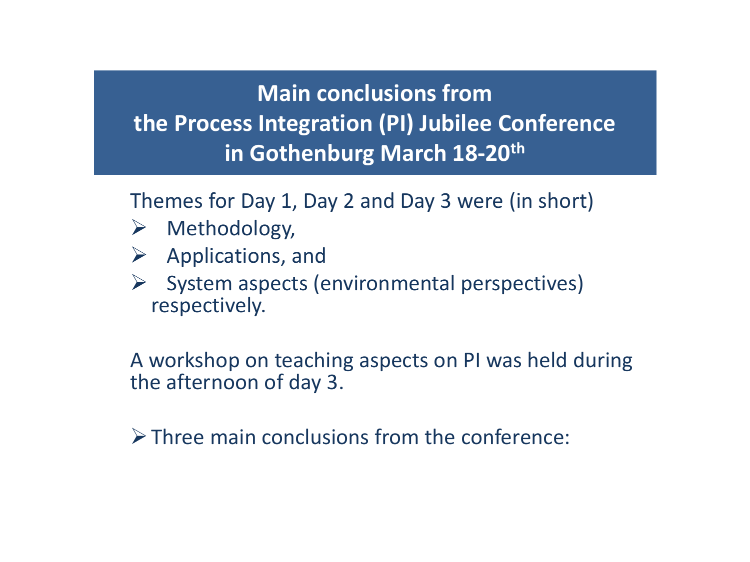# Main conclusions from the Process Integration (PI) Jubilee Conference in Gothenburg March 18-20th

Themes for Day 1, Day 2 and Day 3 were (in short)

- Methodology,
- Applications, and
- System aspects (environmental perspectives) respectively.

A workshop on teaching aspects on PI was held during the afternoon of day 3.

- Three main conclusions from the conference: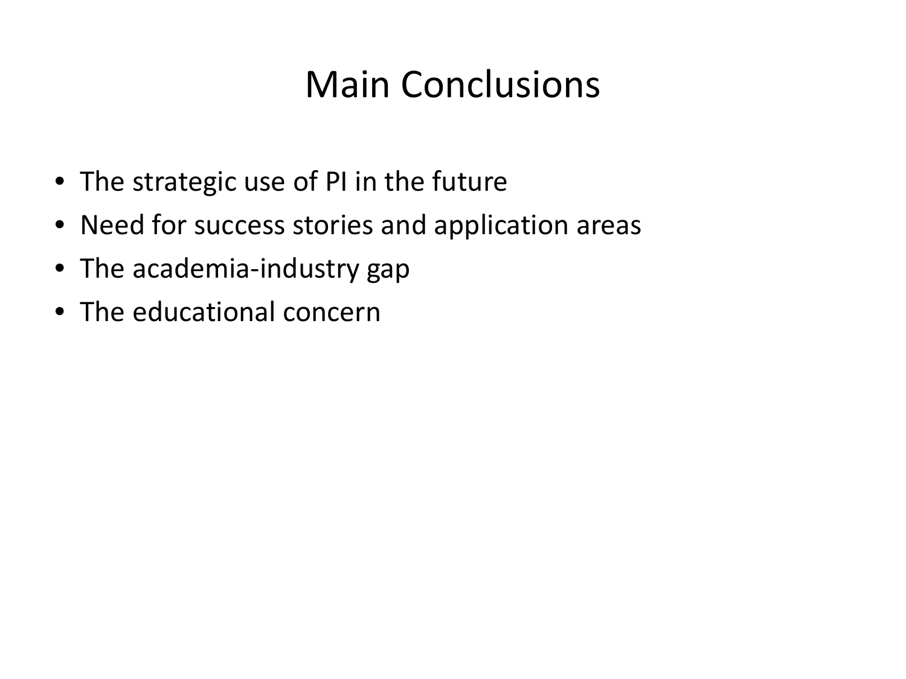# Main Conclusions

- The strategic use of PI in the future
- Need for success stories and application areas
- The academia-industry gap
- The educational concern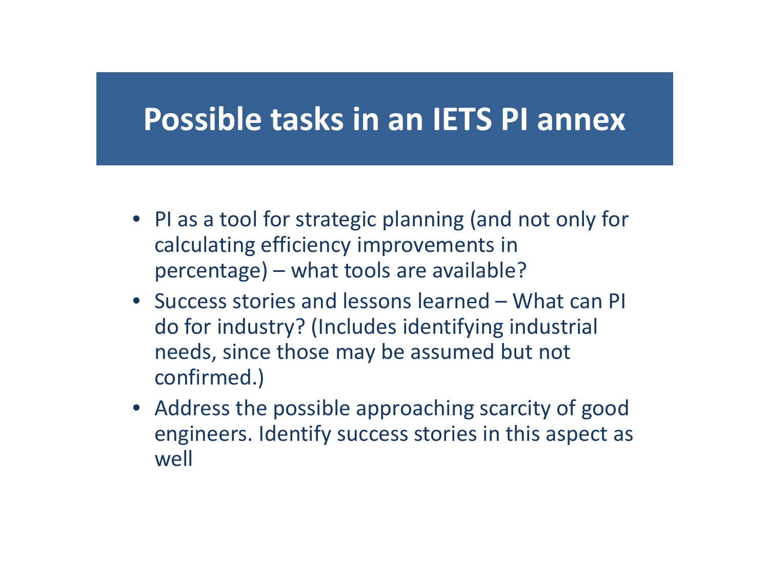# Possible tasks in an IETS PI annex

- PI as a tool for strategic planning (and not only for calculating efficiency improvements in percentage) – what tools are available?
- Success stories and lessons learned – What can PI do for industry? (Includes identifying industrial needs, since those may be assumed but not confirmed.)
- Address the possible approaching scarcity of good engineers. Identify success stories in this aspect as well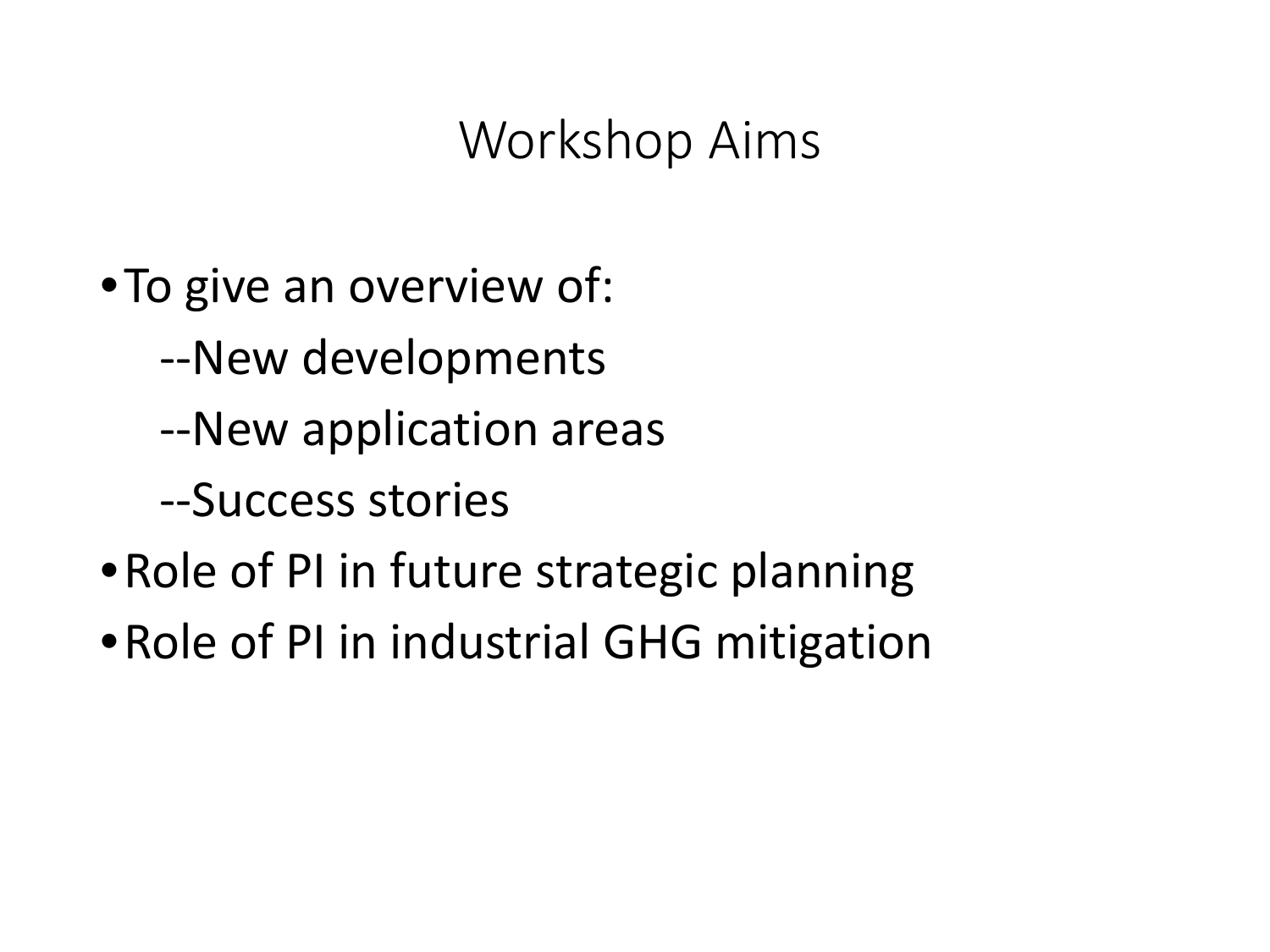# Workshop Aims

- To give an overview of:
  - --New developments
  - --New application areas
  - --Success stories
- Role of PI in future strategic planning
- Role of PI in industrial GHG mitigation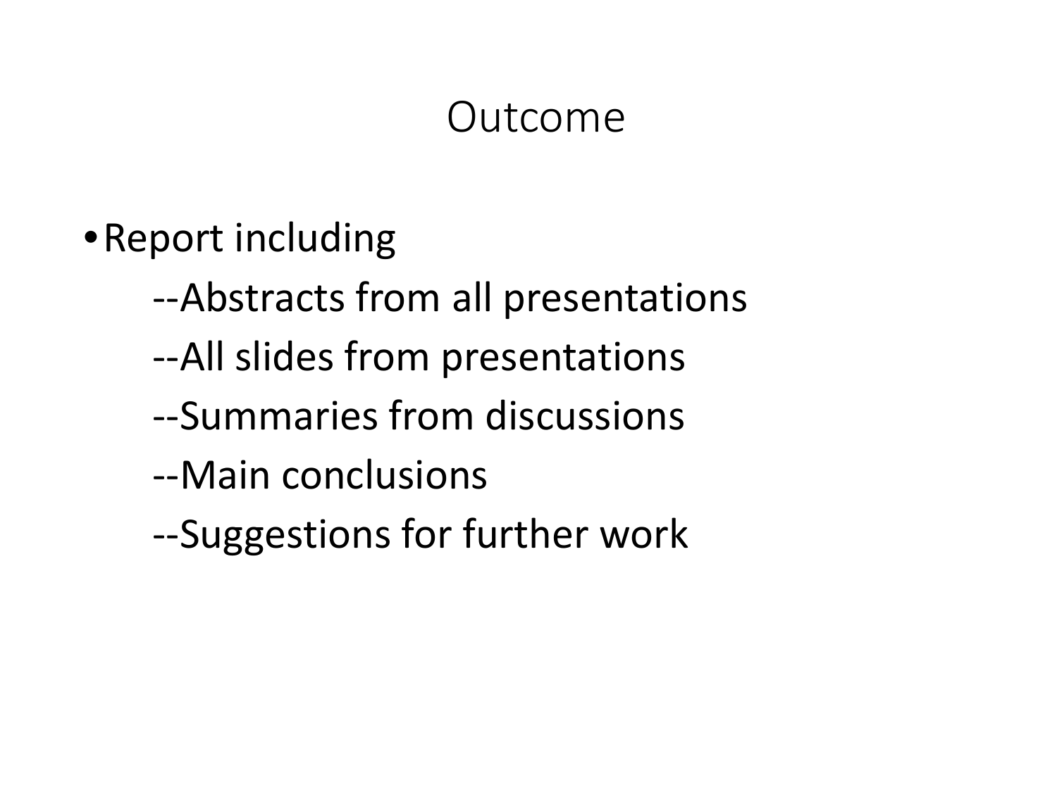# Outcome

- Report including
  - --Abstracts from all presentations
  - --All slides from presentations
  - --Summaries from discussions
  - --Main conclusions
  - --Suggestions for further work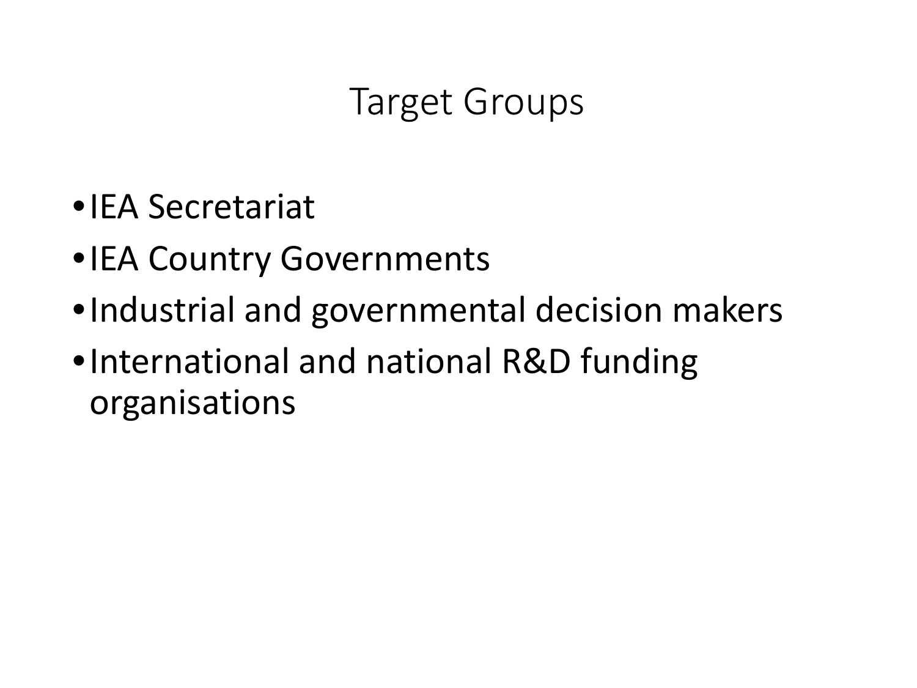# Target Groups

- IEA Secretariat
- IEA Country Governments
- Industrial and governmental decision makers
- International and national R&D funding organisations